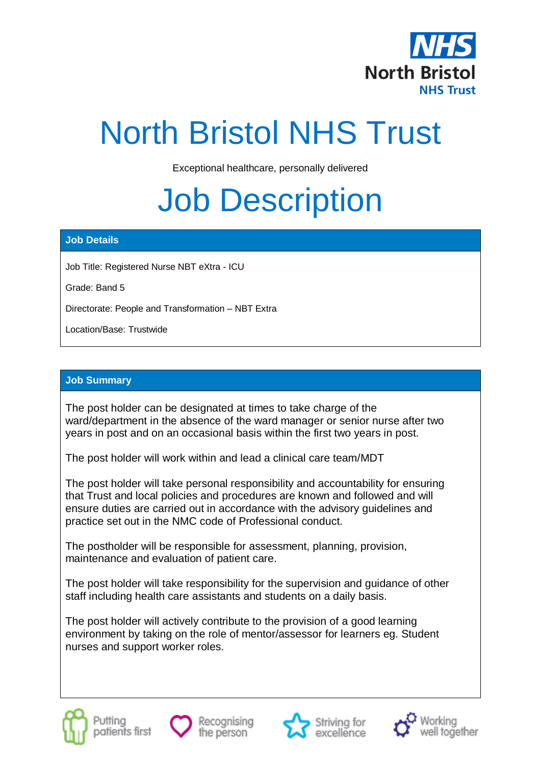# North Bristol NHS Trust

Exceptional healthcare, personally delivered

# Job Description

## Job Details

Job Title: Registered Nurse NBT eXtra - ICU

Grade: Band 5

Directorate: People and Transformation – NBT Extra

Location/Base: Trustwide

## Job Summary

The post holder can be designated at times to take charge of the ward/department in the absence of the ward manager or senior nurse after two years in post and on an occasional basis within the first two years in post.

The post holder will work within and lead a clinical care team/MDT

The post holder will take personal responsibility and accountability for ensuring that Trust and local policies and procedures are known and followed and will ensure duties are carried out in accordance with the advisory guidelines and practice set out in the NMC code of Professional conduct.

The postholder will be responsible for assessment, planning, provision, maintenance and evaluation of patient care.

The post holder will take responsibility for the supervision and guidance of other staff including health care assistants and students on a daily basis.

The post holder will actively contribute to the provision of a good learning environment by taking on the role of mentor/assessor for learners eg. Student nurses and support worker roles.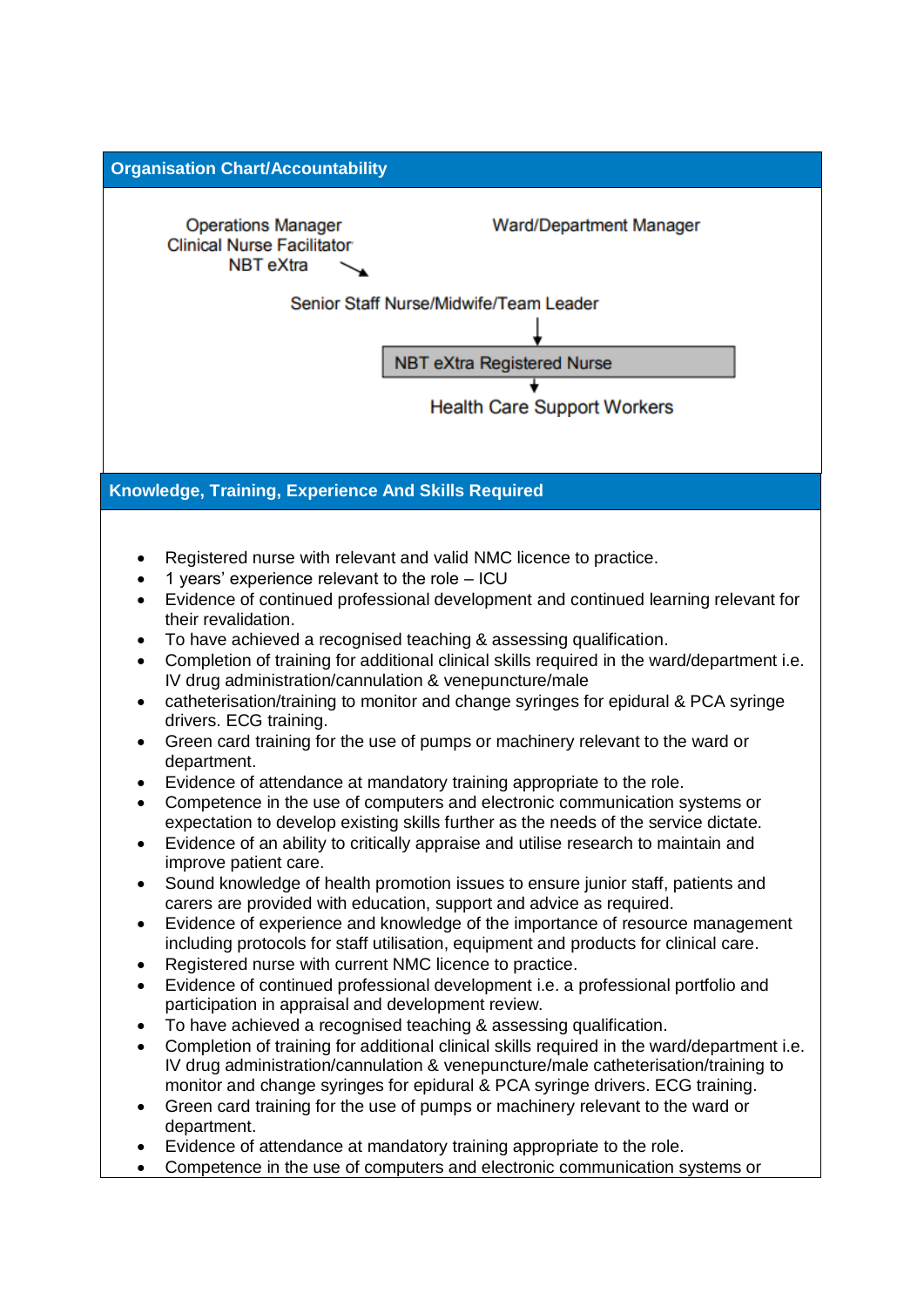## Organisation Chart/Accountability

Operations Manager
Clinical Nurse Facilitator
NBT eXtra

Ward/Department Manager

Senior Staff Nurse/Midwife/Team Leader

↓

NBT eXtra Registered Nurse

↓

Health Care Support Workers

## Knowledge, Training, Experience And Skills Required

- Registered nurse with relevant and valid NMC licence to practice.
- 1 years' experience relevant to the role – ICU
- Evidence of continued professional development and continued learning relevant for their revalidation.
- To have achieved a recognised teaching & assessing qualification.
- Completion of training for additional clinical skills required in the ward/department i.e. IV drug administration/cannulation & venepuncture/male
- catheterisation/training to monitor and change syringes for epidural & PCA syringe drivers. ECG training.
- Green card training for the use of pumps or machinery relevant to the ward or department.
- Evidence of attendance at mandatory training appropriate to the role.
- Competence in the use of computers and electronic communication systems or expectation to develop existing skills further as the needs of the service dictate.
- Evidence of an ability to critically appraise and utilise research to maintain and improve patient care.
- Sound knowledge of health promotion issues to ensure junior staff, patients and carers are provided with education, support and advice as required.
- Evidence of experience and knowledge of the importance of resource management including protocols for staff utilisation, equipment and products for clinical care.
- Registered nurse with current NMC licence to practice.
- Evidence of continued professional development i.e. a professional portfolio and participation in appraisal and development review.
- To have achieved a recognised teaching & assessing qualification.
- Completion of training for additional clinical skills required in the ward/department i.e. IV drug administration/cannulation & venepuncture/male catheterisation/training to monitor and change syringes for epidural & PCA syringe drivers. ECG training.
- Green card training for the use of pumps or machinery relevant to the ward or department.
- Evidence of attendance at mandatory training appropriate to the role.
- Competence in the use of computers and electronic communication systems or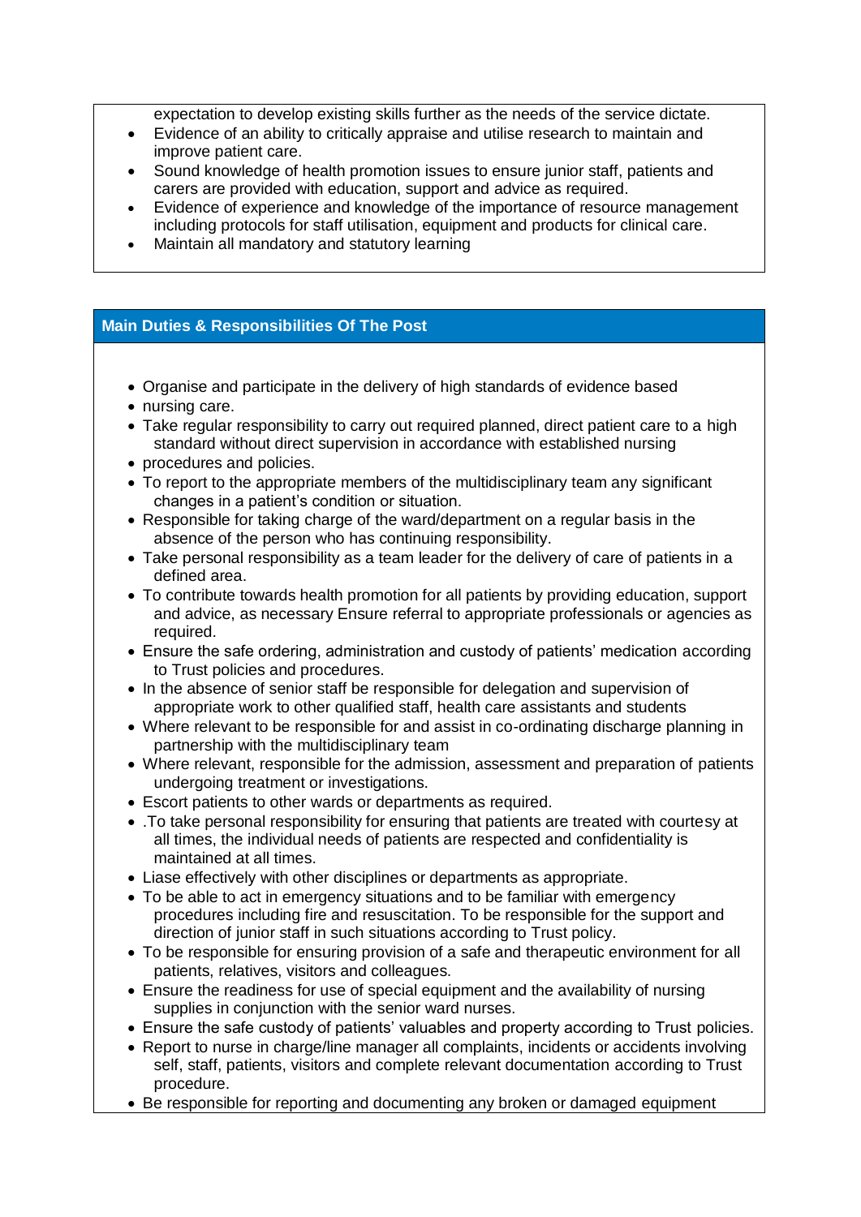expectation to develop existing skills further as the needs of the service dictate.

- Evidence of an ability to critically appraise and utilise research to maintain and improve patient care.
- Sound knowledge of health promotion issues to ensure junior staff, patients and carers are provided with education, support and advice as required.
- Evidence of experience and knowledge of the importance of resource management including protocols for staff utilisation, equipment and products for clinical care.
- Maintain all mandatory and statutory learning

## Main Duties & Responsibilities Of The Post

- Organise and participate in the delivery of high standards of evidence based
- nursing care.
- Take regular responsibility to carry out required planned, direct patient care to a high standard without direct supervision in accordance with established nursing
- procedures and policies.
- To report to the appropriate members of the multidisciplinary team any significant changes in a patient's condition or situation.
- Responsible for taking charge of the ward/department on a regular basis in the absence of the person who has continuing responsibility.
- Take personal responsibility as a team leader for the delivery of care of patients in a defined area.
- To contribute towards health promotion for all patients by providing education, support and advice, as necessary Ensure referral to appropriate professionals or agencies as required.
- Ensure the safe ordering, administration and custody of patients' medication according to Trust policies and procedures.
- In the absence of senior staff be responsible for delegation and supervision of appropriate work to other qualified staff, health care assistants and students
- Where relevant to be responsible for and assist in co-ordinating discharge planning in partnership with the multidisciplinary team
- Where relevant, responsible for the admission, assessment and preparation of patients undergoing treatment or investigations.
- Escort patients to other wards or departments as required.
- .To take personal responsibility for ensuring that patients are treated with courtesy at all times, the individual needs of patients are respected and confidentiality is maintained at all times.
- Liase effectively with other disciplines or departments as appropriate.
- To be able to act in emergency situations and to be familiar with emergency procedures including fire and resuscitation. To be responsible for the support and direction of junior staff in such situations according to Trust policy.
- To be responsible for ensuring provision of a safe and therapeutic environment for all patients, relatives, visitors and colleagues.
- Ensure the readiness for use of special equipment and the availability of nursing supplies in conjunction with the senior ward nurses.
- Ensure the safe custody of patients' valuables and property according to Trust policies.
- Report to nurse in charge/line manager all complaints, incidents or accidents involving self, staff, patients, visitors and complete relevant documentation according to Trust procedure.
- Be responsible for reporting and documenting any broken or damaged equipment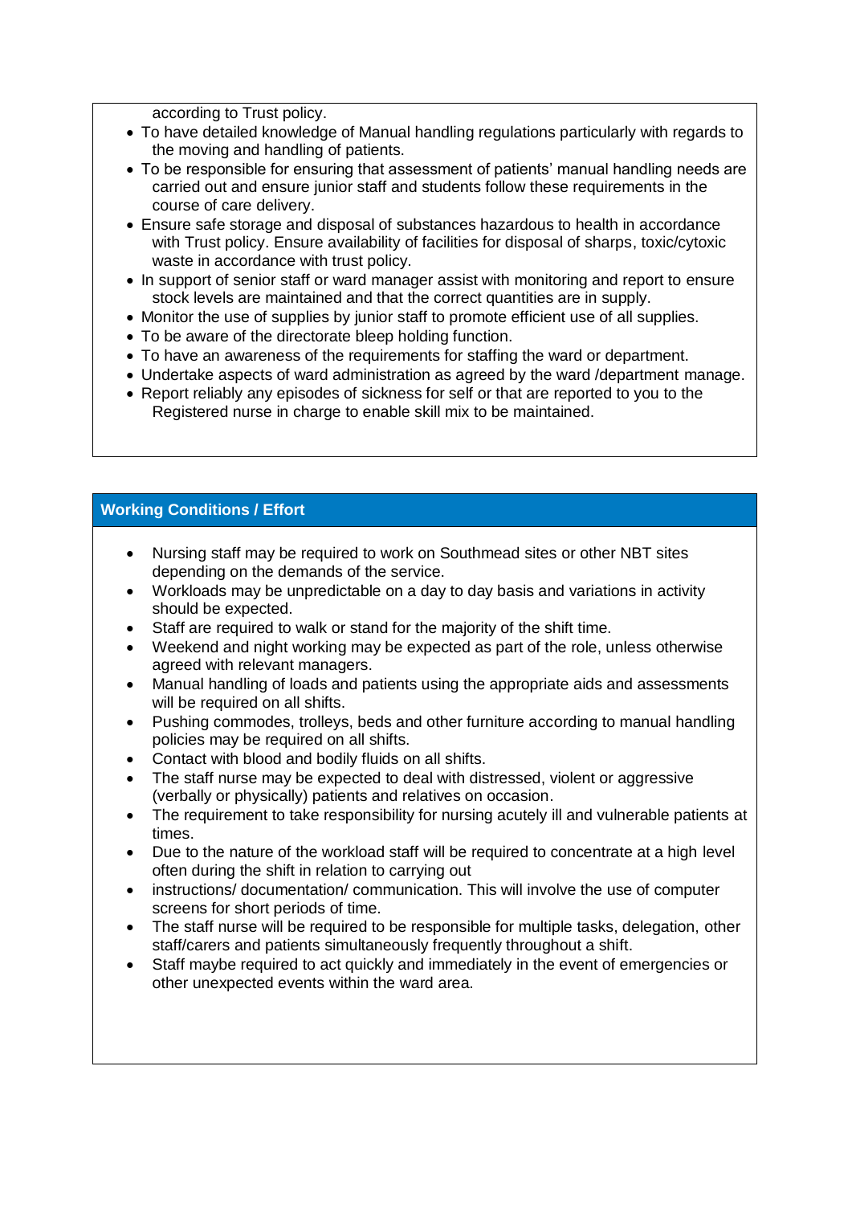according to Trust policy.

- To have detailed knowledge of Manual handling regulations particularly with regards to the moving and handling of patients.
- To be responsible for ensuring that assessment of patients' manual handling needs are carried out and ensure junior staff and students follow these requirements in the course of care delivery.
- Ensure safe storage and disposal of substances hazardous to health in accordance with Trust policy. Ensure availability of facilities for disposal of sharps, toxic/cytoxic waste in accordance with trust policy.
- In support of senior staff or ward manager assist with monitoring and report to ensure stock levels are maintained and that the correct quantities are in supply.
- Monitor the use of supplies by junior staff to promote efficient use of all supplies.
- To be aware of the directorate bleep holding function.
- To have an awareness of the requirements for staffing the ward or department.
- Undertake aspects of ward administration as agreed by the ward /department manage.
- Report reliably any episodes of sickness for self or that are reported to you to the Registered nurse in charge to enable skill mix to be maintained.

## Working Conditions / Effort

- Nursing staff may be required to work on Southmead sites or other NBT sites depending on the demands of the service.
- Workloads may be unpredictable on a day to day basis and variations in activity should be expected.
- Staff are required to walk or stand for the majority of the shift time.
- Weekend and night working may be expected as part of the role, unless otherwise agreed with relevant managers.
- Manual handling of loads and patients using the appropriate aids and assessments will be required on all shifts.
- Pushing commodes, trolleys, beds and other furniture according to manual handling policies may be required on all shifts.
- Contact with blood and bodily fluids on all shifts.
- The staff nurse may be expected to deal with distressed, violent or aggressive (verbally or physically) patients and relatives on occasion.
- The requirement to take responsibility for nursing acutely ill and vulnerable patients at times.
- Due to the nature of the workload staff will be required to concentrate at a high level often during the shift in relation to carrying out
- instructions/ documentation/ communication. This will involve the use of computer screens for short periods of time.
- The staff nurse will be required to be responsible for multiple tasks, delegation, other staff/carers and patients simultaneously frequently throughout a shift.
- Staff maybe required to act quickly and immediately in the event of emergencies or other unexpected events within the ward area.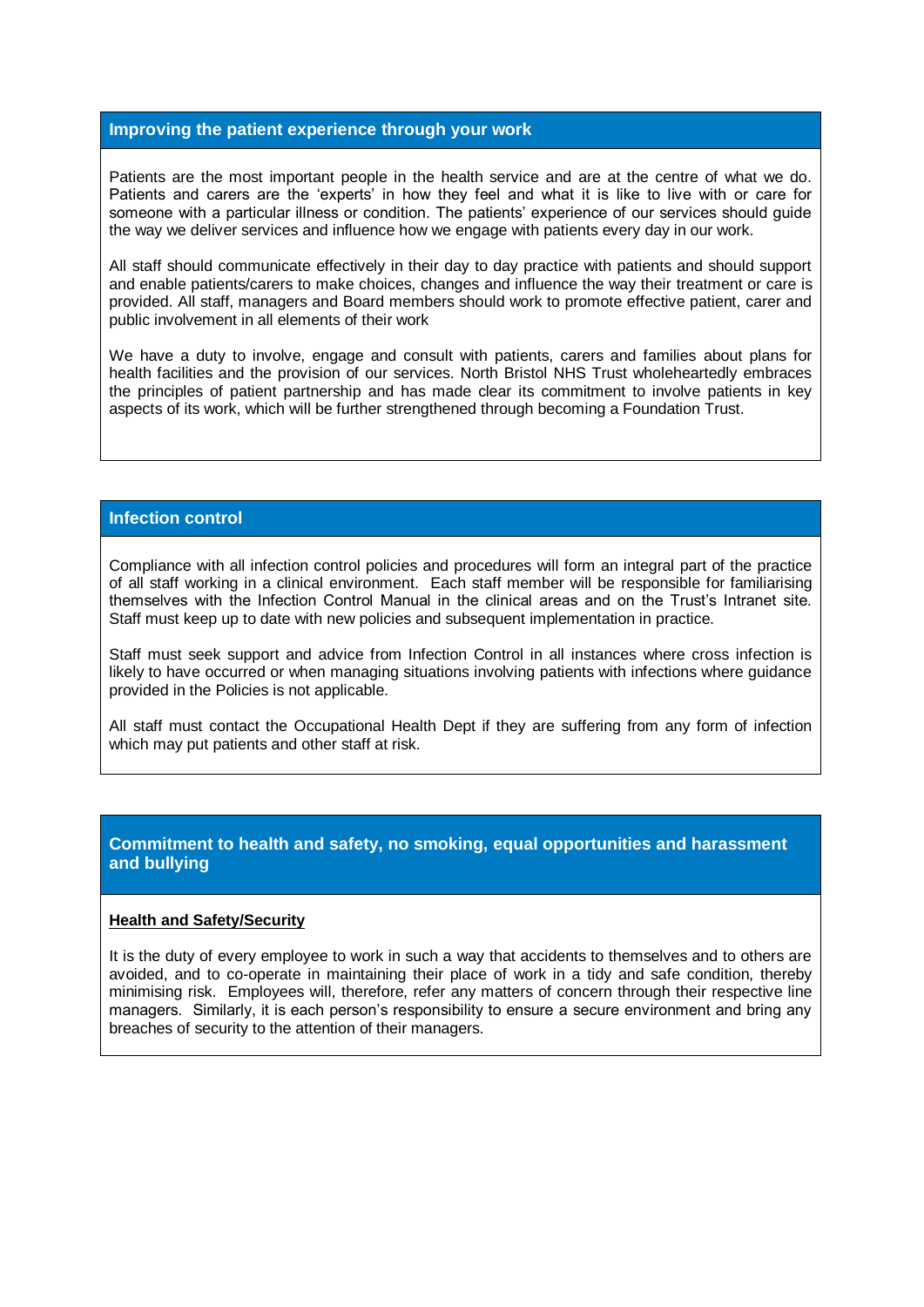## Improving the patient experience through your work

Patients are the most important people in the health service and are at the centre of what we do. Patients and carers are the 'experts' in how they feel and what it is like to live with or care for someone with a particular illness or condition. The patients' experience of our services should guide the way we deliver services and influence how we engage with patients every day in our work.

All staff should communicate effectively in their day to day practice with patients and should support and enable patients/carers to make choices, changes and influence the way their treatment or care is provided. All staff, managers and Board members should work to promote effective patient, carer and public involvement in all elements of their work

We have a duty to involve, engage and consult with patients, carers and families about plans for health facilities and the provision of our services. North Bristol NHS Trust wholeheartedly embraces the principles of patient partnership and has made clear its commitment to involve patients in key aspects of its work, which will be further strengthened through becoming a Foundation Trust.

## Infection control

Compliance with all infection control policies and procedures will form an integral part of the practice of all staff working in a clinical environment. Each staff member will be responsible for familiarising themselves with the Infection Control Manual in the clinical areas and on the Trust's Intranet site. Staff must keep up to date with new policies and subsequent implementation in practice.

Staff must seek support and advice from Infection Control in all instances where cross infection is likely to have occurred or when managing situations involving patients with infections where guidance provided in the Policies is not applicable.

All staff must contact the Occupational Health Dept if they are suffering from any form of infection which may put patients and other staff at risk.

## Commitment to health and safety, no smoking, equal opportunities and harassment and bullying

**Health and Safety/Security**

It is the duty of every employee to work in such a way that accidents to themselves and to others are avoided, and to co-operate in maintaining their place of work in a tidy and safe condition, thereby minimising risk. Employees will, therefore, refer any matters of concern through their respective line managers. Similarly, it is each person's responsibility to ensure a secure environment and bring any breaches of security to the attention of their managers.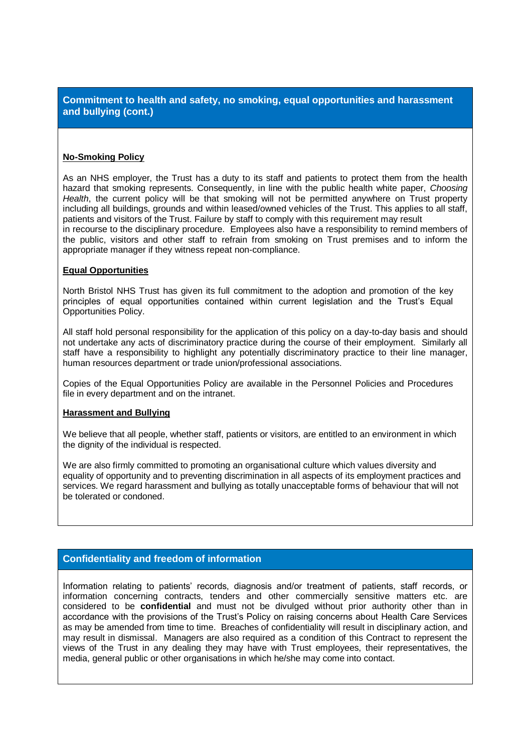## Commitment to health and safety, no smoking, equal opportunities and harassment and bullying (cont.)

**No-Smoking Policy**

As an NHS employer, the Trust has a duty to its staff and patients to protect them from the health hazard that smoking represents. Consequently, in line with the public health white paper, *Choosing Health*, the current policy will be that smoking will not be permitted anywhere on Trust property including all buildings, grounds and within leased/owned vehicles of the Trust. This applies to all staff, patients and visitors of the Trust. Failure by staff to comply with this requirement may result in recourse to the disciplinary procedure. Employees also have a responsibility to remind members of the public, visitors and other staff to refrain from smoking on Trust premises and to inform the appropriate manager if they witness repeat non-compliance.

**Equal Opportunities**

North Bristol NHS Trust has given its full commitment to the adoption and promotion of the key principles of equal opportunities contained within current legislation and the Trust's Equal Opportunities Policy.

All staff hold personal responsibility for the application of this policy on a day-to-day basis and should not undertake any acts of discriminatory practice during the course of their employment. Similarly all staff have a responsibility to highlight any potentially discriminatory practice to their line manager, human resources department or trade union/professional associations.

Copies of the Equal Opportunities Policy are available in the Personnel Policies and Procedures file in every department and on the intranet.

**Harassment and Bullying**

We believe that all people, whether staff, patients or visitors, are entitled to an environment in which the dignity of the individual is respected.

We are also firmly committed to promoting an organisational culture which values diversity and equality of opportunity and to preventing discrimination in all aspects of its employment practices and services. We regard harassment and bullying as totally unacceptable forms of behaviour that will not be tolerated or condoned.

## Confidentiality and freedom of information

Information relating to patients' records, diagnosis and/or treatment of patients, staff records, or information concerning contracts, tenders and other commercially sensitive matters etc. are considered to be **confidential** and must not be divulged without prior authority other than in accordance with the provisions of the Trust's Policy on raising concerns about Health Care Services as may be amended from time to time. Breaches of confidentiality will result in disciplinary action, and may result in dismissal. Managers are also required as a condition of this Contract to represent the views of the Trust in any dealing they may have with Trust employees, their representatives, the media, general public or other organisations in which he/she may come into contact.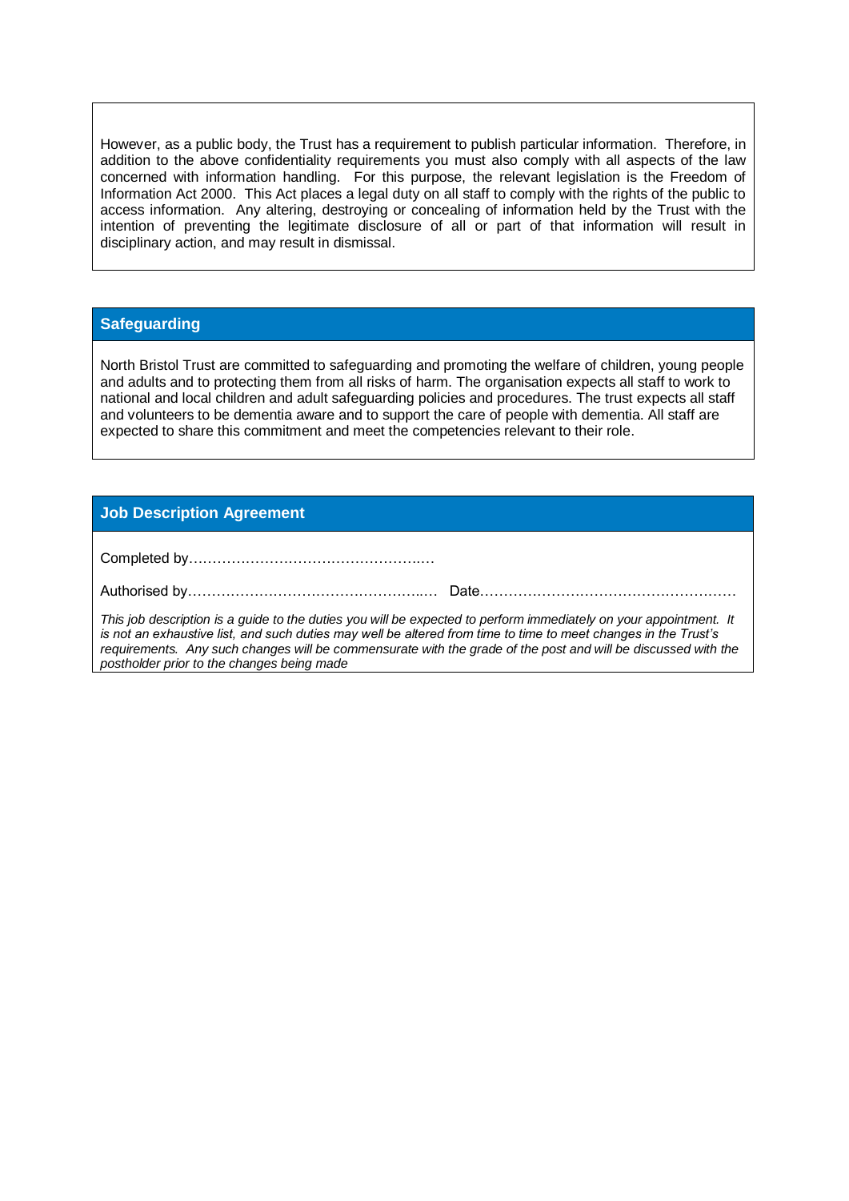However, as a public body, the Trust has a requirement to publish particular information. Therefore, in addition to the above confidentiality requirements you must also comply with all aspects of the law concerned with information handling. For this purpose, the relevant legislation is the Freedom of Information Act 2000. This Act places a legal duty on all staff to comply with the rights of the public to access information. Any altering, destroying or concealing of information held by the Trust with the intention of preventing the legitimate disclosure of all or part of that information will result in disciplinary action, and may result in dismissal.

## Safeguarding

North Bristol Trust are committed to safeguarding and promoting the welfare of children, young people and adults and to protecting them from all risks of harm. The organisation expects all staff to work to national and local children and adult safeguarding policies and procedures. The trust expects all staff and volunteers to be dementia aware and to support the care of people with dementia. All staff are expected to share this commitment and meet the competencies relevant to their role.

## Job Description Agreement

Completed by……………………………………………..…

Authorised by……………………………………………..… Date………………………………………………

*This job description is a guide to the duties you will be expected to perform immediately on your appointment. It is not an exhaustive list, and such duties may well be altered from time to time to meet changes in the Trust's requirements. Any such changes will be commensurate with the grade of the post and will be discussed with the postholder prior to the changes being made*